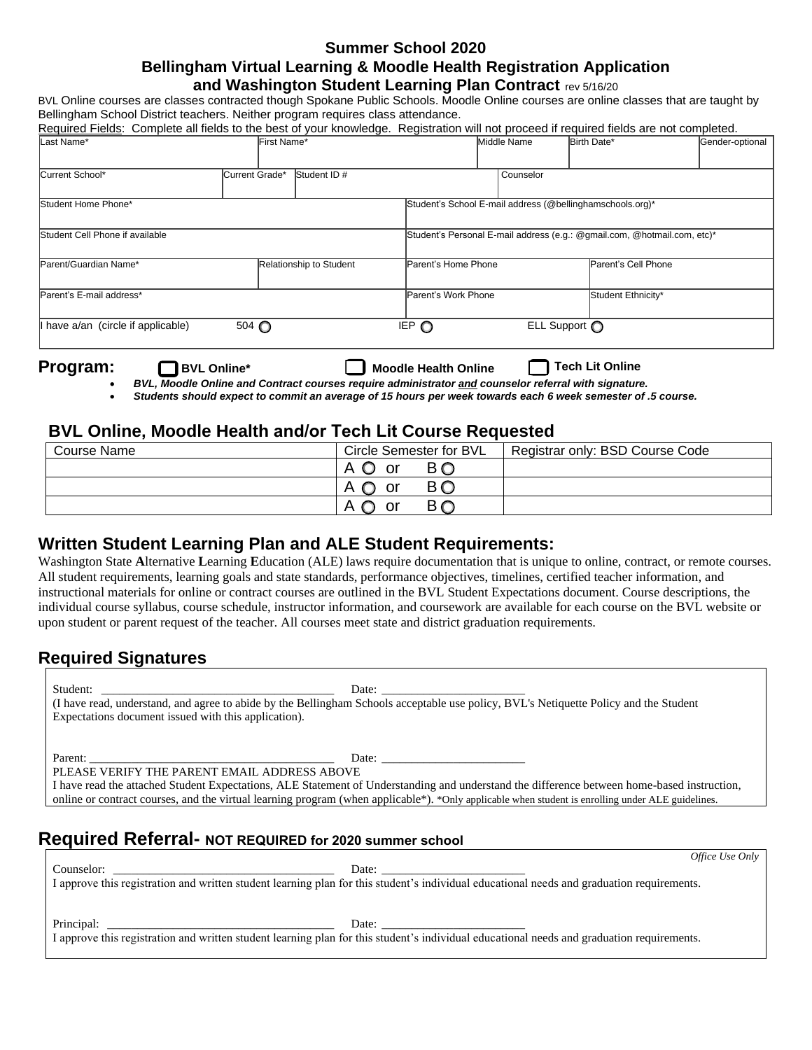# Summer School 2020
## Bellingham Virtual Learning & Moodle Health Registration Application and Washington Student Learning Plan Contract rev 5/16/20

BVL Online courses are classes contracted though Spokane Public Schools. Moodle Online courses are online classes that are taught by Bellingham School District teachers. Neither program requires class attendance.

Required Fields: Complete all fields to the best of your knowledge. Registration will not proceed if required fields are not completed.

| Last Name* | First Name* | Middle Name | Birth Date* | Gender-optional |
|---|---|---|---|---|
| | | | | |

| Current School* | Current Grade* | Student ID # | Counselor |
|---|---|---|---|
| | | | |

| Student Home Phone* | Student's School E-mail address (@bellinghamschools.org)* |
|---|---|
| | |

| Student Cell Phone if available | Student's Personal E-mail address (e.g.: @gmail.com, @hotmail.com, etc)* |
|---|---|
| | |

| Parent/Guardian Name* | Relationship to Student | Parent's Home Phone | Parent's Cell Phone |
|---|---|---|---|
| | | | |

| Parent's E-mail address* | Parent's Work Phone | Student Ethnicity* |
|---|---|---|
| | | |

I have a/an (circle if applicable) 504 ◯ IEP ◯ ELL Support ◯

**Program:** ☐ **BVL Online*** ☐ **Moodle Health Online** ☐ **Tech Lit Online**

- ***BVL, Moodle Online and Contract courses require administrator and counselor referral with signature.***
- ***Students should expect to commit an average of 15 hours per week towards each 6 week semester of .5 course.***

## BVL Online, Moodle Health and/or Tech Lit Course Requested

| Course Name | Circle Semester for BVL | Registrar only: BSD Course Code |
|---|---|---|
| | A ◯ or B ◯ | |
| | A ◯ or B ◯ | |
| | A ◯ or B ◯ | |

## Written Student Learning Plan and ALE Student Requirements:

Washington State **A**lternative **L**earning **E**ducation (ALE) laws require documentation that is unique to online, contract, or remote courses. All student requirements, learning goals and state standards, performance objectives, timelines, certified teacher information, and instructional materials for online or contract courses are outlined in the BVL Student Expectations document. Course descriptions, the individual course syllabus, course schedule, instructor information, and coursework are available for each course on the BVL website or upon student or parent request of the teacher. All courses meet state and district graduation requirements.

## Required Signatures

Student: _______________________________________ Date: ________________________

(I have read, understand, and agree to abide by the Bellingham Schools acceptable use policy, BVL's Netiquette Policy and the Student Expectations document issued with this application).

Parent: _________________________________________ Date: ________________________

PLEASE VERIFY THE PARENT EMAIL ADDRESS ABOVE

I have read the attached Student Expectations, ALE Statement of Understanding and understand the difference between home-based instruction, online or contract courses, and the virtual learning program (when applicable*). *Only applicable when student is enrolling under ALE guidelines.

## Required Referral- NOT REQUIRED for 2020 summer school

*Office Use Only*

Counselor: _____________________________________ Date: ________________________

I approve this registration and written student learning plan for this student's individual educational needs and graduation requirements.

Principal: ______________________________________ Date: ________________________

I approve this registration and written student learning plan for this student's individual educational needs and graduation requirements.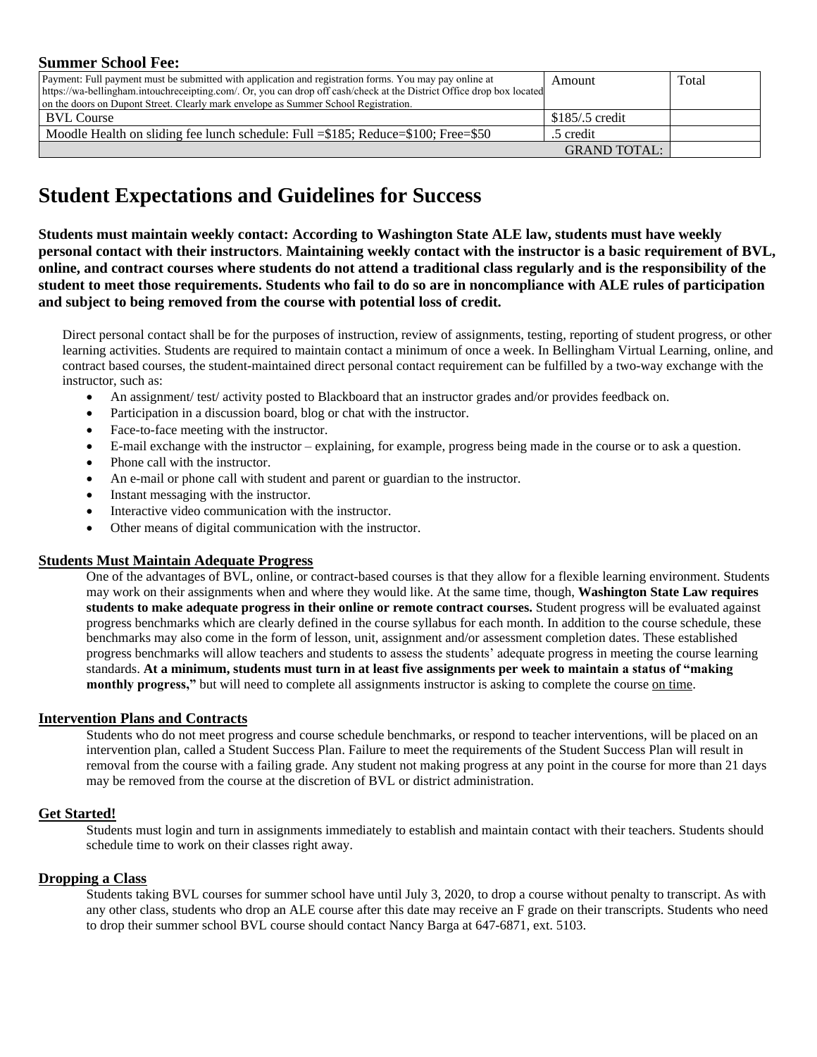**Summer School Fee:**

| Payment: Full payment must be submitted with application and registration forms. You may pay online at https://wa-bellingham.intouchreceipting.com/. Or, you can drop off cash/check at the District Office drop box located on the doors on Dupont Street. Clearly mark envelope as Summer School Registration. | Amount | Total |
|---|---|---|
| BVL Course | $185/.5 credit | |
| Moodle Health on sliding fee lunch schedule: Full =$185; Reduce=$100; Free=$50 | .5 credit | |
| | GRAND TOTAL: | |

# Student Expectations and Guidelines for Success

**Students must maintain weekly contact: According to Washington State ALE law, students must have weekly personal contact with their instructors. Maintaining weekly contact with the instructor is a basic requirement of BVL, online, and contract courses where students do not attend a traditional class regularly and is the responsibility of the student to meet those requirements. Students who fail to do so are in noncompliance with ALE rules of participation and subject to being removed from the course with potential loss of credit.**

Direct personal contact shall be for the purposes of instruction, review of assignments, testing, reporting of student progress, or other learning activities. Students are required to maintain contact a minimum of once a week. In Bellingham Virtual Learning, online, and contract based courses, the student-maintained direct personal contact requirement can be fulfilled by a two-way exchange with the instructor, such as:

- An assignment/ test/ activity posted to Blackboard that an instructor grades and/or provides feedback on.
- Participation in a discussion board, blog or chat with the instructor.
- Face-to-face meeting with the instructor.
- E-mail exchange with the instructor – explaining, for example, progress being made in the course or to ask a question.
- Phone call with the instructor.
- An e-mail or phone call with student and parent or guardian to the instructor.
- Instant messaging with the instructor.
- Interactive video communication with the instructor.
- Other means of digital communication with the instructor.

**Students Must Maintain Adequate Progress**

One of the advantages of BVL, online, or contract-based courses is that they allow for a flexible learning environment. Students may work on their assignments when and where they would like. At the same time, though, **Washington State Law requires students to make adequate progress in their online or remote contract courses.** Student progress will be evaluated against progress benchmarks which are clearly defined in the course syllabus for each month. In addition to the course schedule, these benchmarks may also come in the form of lesson, unit, assignment and/or assessment completion dates. These established progress benchmarks will allow teachers and students to assess the students' adequate progress in meeting the course learning standards. **At a minimum, students must turn in at least five assignments per week to maintain a status of "making monthly progress,"** but will need to complete all assignments instructor is asking to complete the course on time.

**Intervention Plans and Contracts**

Students who do not meet progress and course schedule benchmarks, or respond to teacher interventions, will be placed on an intervention plan, called a Student Success Plan. Failure to meet the requirements of the Student Success Plan will result in removal from the course with a failing grade. Any student not making progress at any point in the course for more than 21 days may be removed from the course at the discretion of BVL or district administration.

**Get Started!**

Students must login and turn in assignments immediately to establish and maintain contact with their teachers. Students should schedule time to work on their classes right away.

**Dropping a Class**

Students taking BVL courses for summer school have until July 3, 2020, to drop a course without penalty to transcript. As with any other class, students who drop an ALE course after this date may receive an F grade on their transcripts. Students who need to drop their summer school BVL course should contact Nancy Barga at 647-6871, ext. 5103.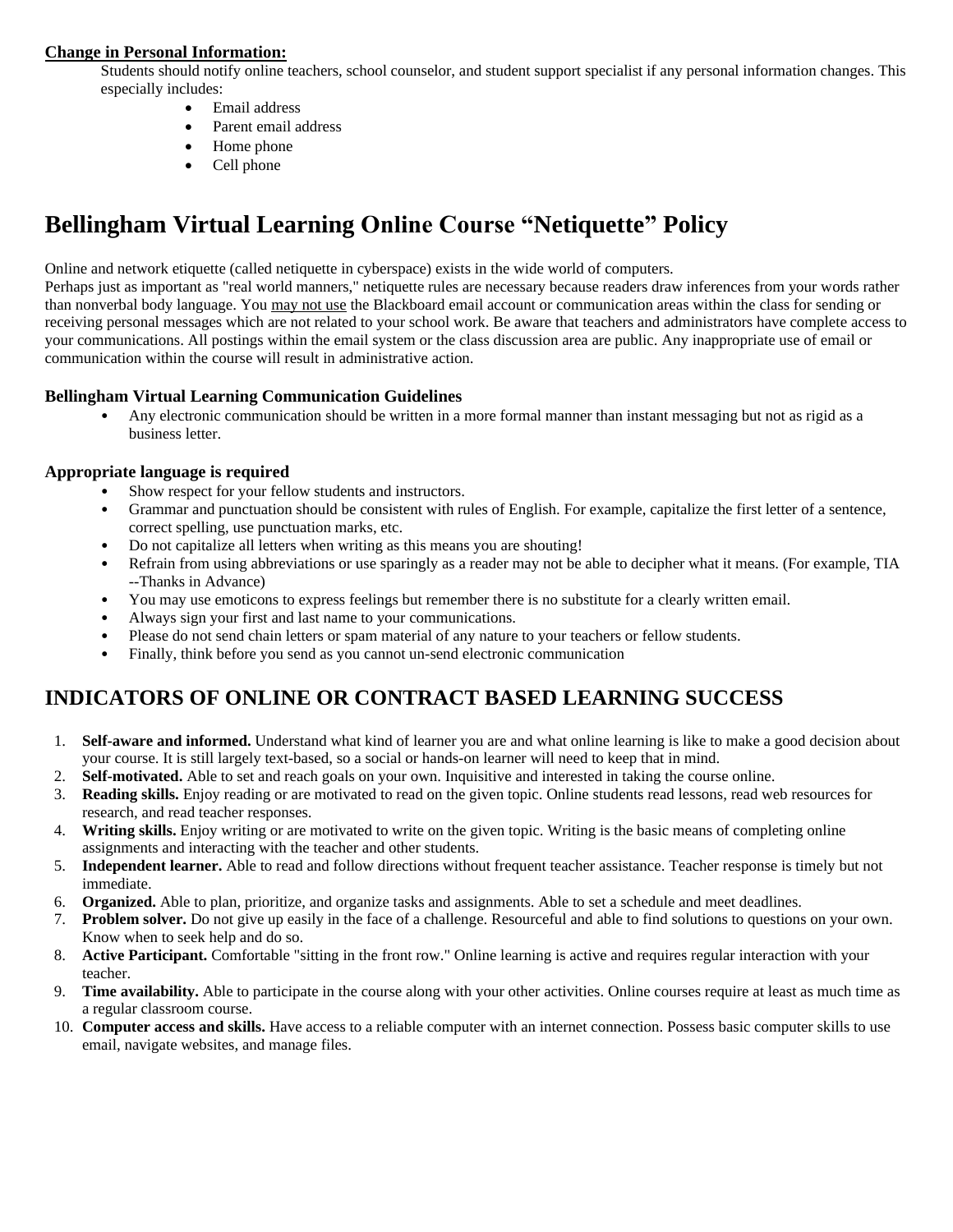**Change in Personal Information:**

Students should notify online teachers, school counselor, and student support specialist if any personal information changes. This especially includes:

- Email address
- Parent email address
- Home phone
- Cell phone

# Bellingham Virtual Learning Online Course "Netiquette" Policy

Online and network etiquette (called netiquette in cyberspace) exists in the wide world of computers.
Perhaps just as important as "real world manners," netiquette rules are necessary because readers draw inferences from your words rather than nonverbal body language. You <u>may not use</u> the Blackboard email account or communication areas within the class for sending or receiving personal messages which are not related to your school work. Be aware that teachers and administrators have complete access to your communications. All postings within the email system or the class discussion area are public. Any inappropriate use of email or communication within the course will result in administrative action.

### Bellingham Virtual Learning Communication Guidelines

- Any electronic communication should be written in a more formal manner than instant messaging but not as rigid as a business letter.

### Appropriate language is required

- Show respect for your fellow students and instructors.
- Grammar and punctuation should be consistent with rules of English. For example, capitalize the first letter of a sentence, correct spelling, use punctuation marks, etc.
- Do not capitalize all letters when writing as this means you are shouting!
- Refrain from using abbreviations or use sparingly as a reader may not be able to decipher what it means. (For example, TIA --Thanks in Advance)
- You may use emoticons to express feelings but remember there is no substitute for a clearly written email.
- Always sign your first and last name to your communications.
- Please do not send chain letters or spam material of any nature to your teachers or fellow students.
- Finally, think before you send as you cannot un-send electronic communication

## INDICATORS OF ONLINE OR CONTRACT BASED LEARNING SUCCESS

1. **Self-aware and informed.** Understand what kind of learner you are and what online learning is like to make a good decision about your course. It is still largely text-based, so a social or hands-on learner will need to keep that in mind.
2. **Self-motivated.** Able to set and reach goals on your own. Inquisitive and interested in taking the course online.
3. **Reading skills.** Enjoy reading or are motivated to read on the given topic. Online students read lessons, read web resources for research, and read teacher responses.
4. **Writing skills.** Enjoy writing or are motivated to write on the given topic. Writing is the basic means of completing online assignments and interacting with the teacher and other students.
5. **Independent learner.** Able to read and follow directions without frequent teacher assistance. Teacher response is timely but not immediate.
6. **Organized.** Able to plan, prioritize, and organize tasks and assignments. Able to set a schedule and meet deadlines.
7. **Problem solver.** Do not give up easily in the face of a challenge. Resourceful and able to find solutions to questions on your own. Know when to seek help and do so.
8. **Active Participant.** Comfortable "sitting in the front row." Online learning is active and requires regular interaction with your teacher.
9. **Time availability.** Able to participate in the course along with your other activities. Online courses require at least as much time as a regular classroom course.
10. **Computer access and skills.** Have access to a reliable computer with an internet connection. Possess basic computer skills to use email, navigate websites, and manage files.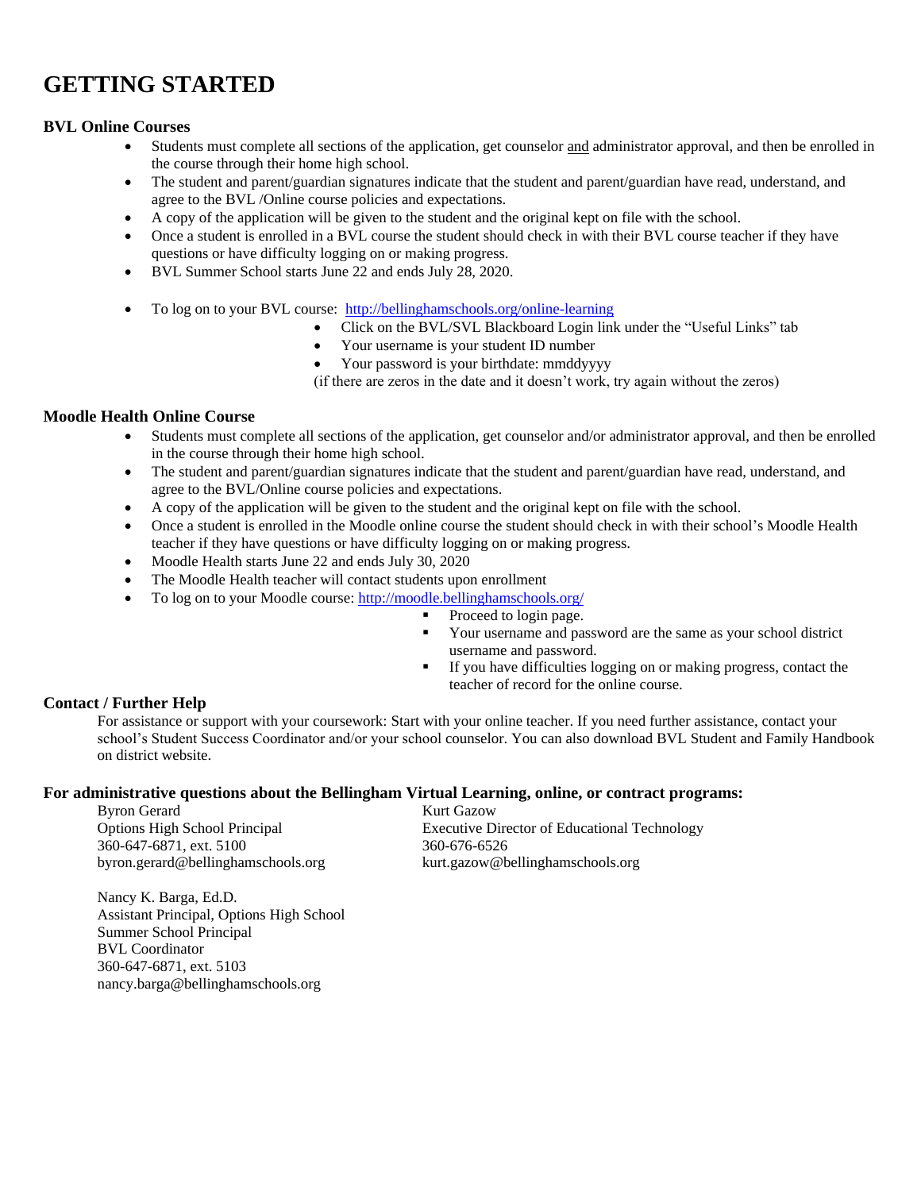# GETTING STARTED

### BVL Online Courses

- Students must complete all sections of the application, get counselor <u>and</u> administrator approval, and then be enrolled in the course through their home high school.
- The student and parent/guardian signatures indicate that the student and parent/guardian have read, understand, and agree to the BVL /Online course policies and expectations.
- A copy of the application will be given to the student and the original kept on file with the school.
- Once a student is enrolled in a BVL course the student should check in with their BVL course teacher if they have questions or have difficulty logging on or making progress.
- BVL Summer School starts June 22 and ends July 28, 2020.

- To log on to your BVL course: [http://bellinghamschools.org/online-learning](http://bellinghamschools.org/online-learning)
  - Click on the BVL/SVL Blackboard Login link under the "Useful Links" tab
  - Your username is your student ID number
  - Your password is your birthdate: mmddyyyy

  (if there are zeros in the date and it doesn't work, try again without the zeros)

### Moodle Health Online Course

- Students must complete all sections of the application, get counselor and/or administrator approval, and then be enrolled in the course through their home high school.
- The student and parent/guardian signatures indicate that the student and parent/guardian have read, understand, and agree to the BVL/Online course policies and expectations.
- A copy of the application will be given to the student and the original kept on file with the school.
- Once a student is enrolled in the Moodle online course the student should check in with their school's Moodle Health teacher if they have questions or have difficulty logging on or making progress.
- Moodle Health starts June 22 and ends July 30, 2020
- The Moodle Health teacher will contact students upon enrollment
- To log on to your Moodle course: [http://moodle.bellinghamschools.org/](http://moodle.bellinghamschools.org/)
  - Proceed to login page.
  - Your username and password are the same as your school district username and password.
  - If you have difficulties logging on or making progress, contact the teacher of record for the online course.

### Contact / Further Help

For assistance or support with your coursework: Start with your online teacher. If you need further assistance, contact your school's Student Success Coordinator and/or your school counselor. You can also download BVL Student and Family Handbook on district website.

### For administrative questions about the Bellingham Virtual Learning, online, or contract programs:

Byron Gerard
Options High School Principal
360-647-6871, ext. 5100
byron.gerard@bellinghamschools.org

Kurt Gazow
Executive Director of Educational Technology
360-676-6526
kurt.gazow@bellinghamschools.org

Nancy K. Barga, Ed.D.
Assistant Principal, Options High School
Summer School Principal
BVL Coordinator
360-647-6871, ext. 5103
nancy.barga@bellinghamschools.org